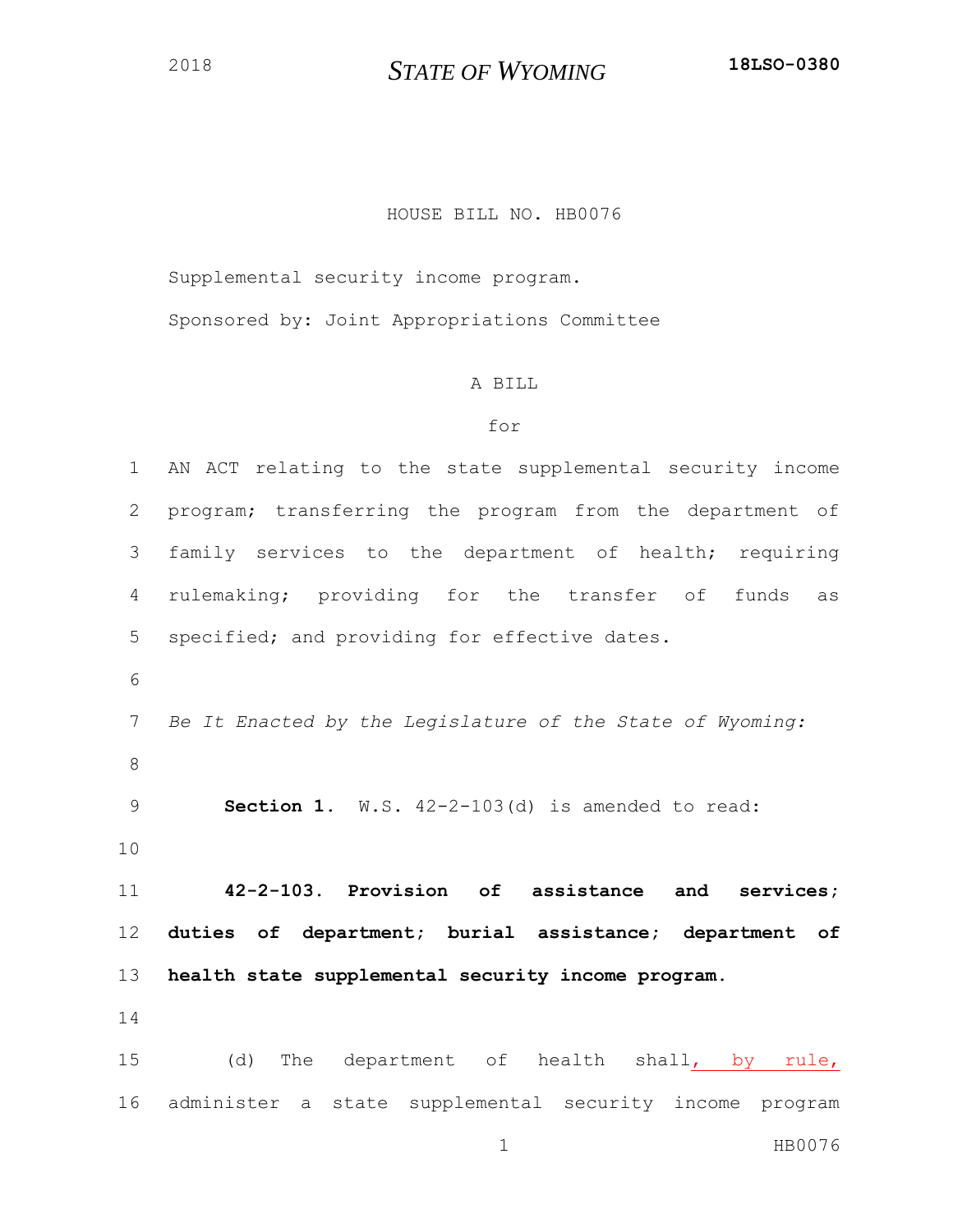HOUSE BILL NO. HB0076

Supplemental security income program.

Sponsored by: Joint Appropriations Committee

A BILL

for

AN ACT relating to the state supplemental security income program; transferring the program from the department of family services to the department of health; requiring rulemaking; providing for the transfer of funds as specified; and providing for effective dates.

*Be It Enacted by the Legislature of the State of Wyoming:*

**Section 1.** W.S. 42-2-103(d) is amended to read:

**42-2-103. Provision of assistance and services; duties of department; burial assistance; department of health state supplemental security income program.**

(d) The department of health shall, by rule, administer a state supplemental security income program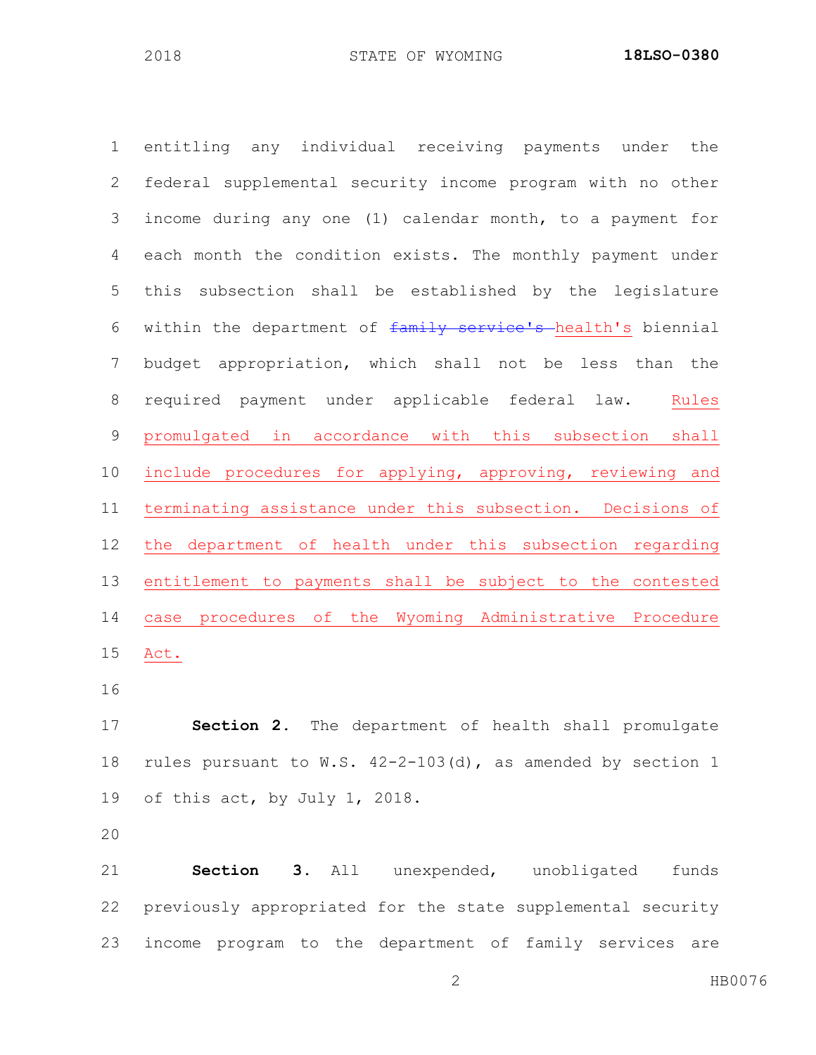entitling any individual receiving payments under the federal supplemental security income program with no other income during any one (1) calendar month, to a payment for each month the condition exists. The monthly payment under this subsection shall be established by the legislature within the department of ~~family service's~~ health's biennial budget appropriation, which shall not be less than the required payment under applicable federal law. Rules promulgated in accordance with this subsection shall include procedures for applying, approving, reviewing and terminating assistance under this subsection. Decisions of the department of health under this subsection regarding entitlement to payments shall be subject to the contested case procedures of the Wyoming Administrative Procedure Act.

**Section 2.** The department of health shall promulgate rules pursuant to W.S. 42-2-103(d), as amended by section 1 of this act, by July 1, 2018.

**Section 3.** All unexpended, unobligated funds previously appropriated for the state supplemental security income program to the department of family services are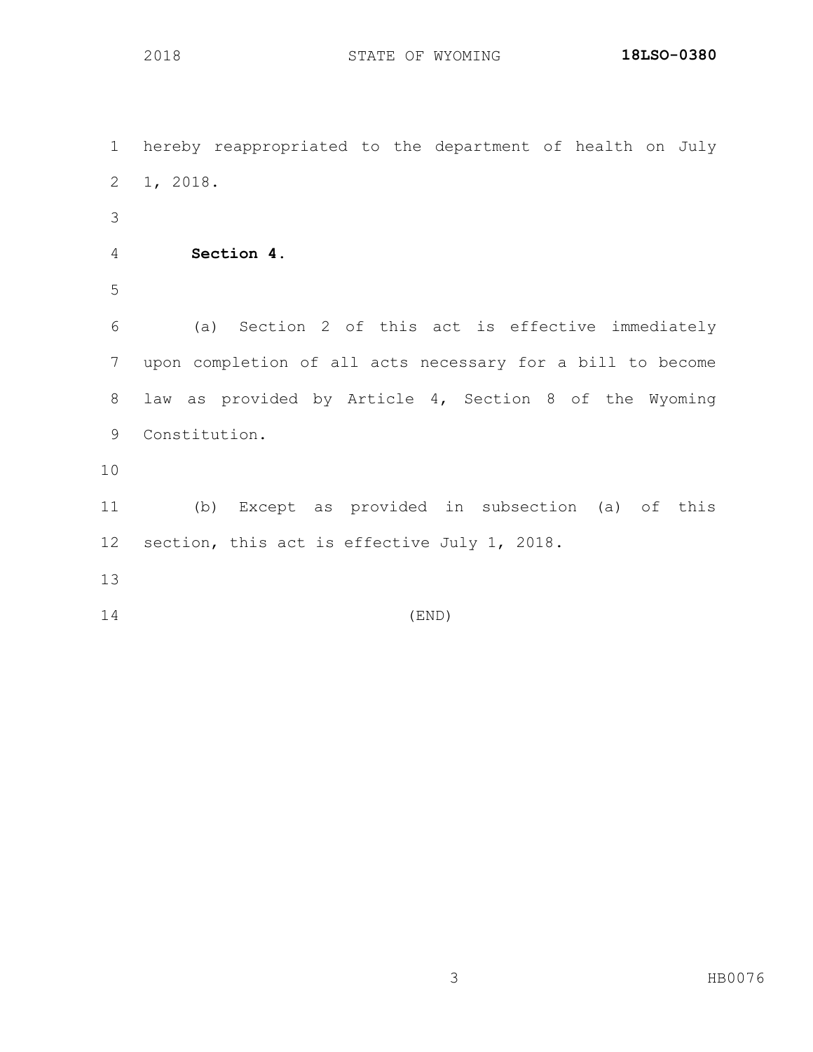hereby reappropriated to the department of health on July 1, 2018.

**Section 4.**

(a) Section 2 of this act is effective immediately upon completion of all acts necessary for a bill to become law as provided by Article 4, Section 8 of the Wyoming Constitution.

(b) Except as provided in subsection (a) of this section, this act is effective July 1, 2018.

(END)